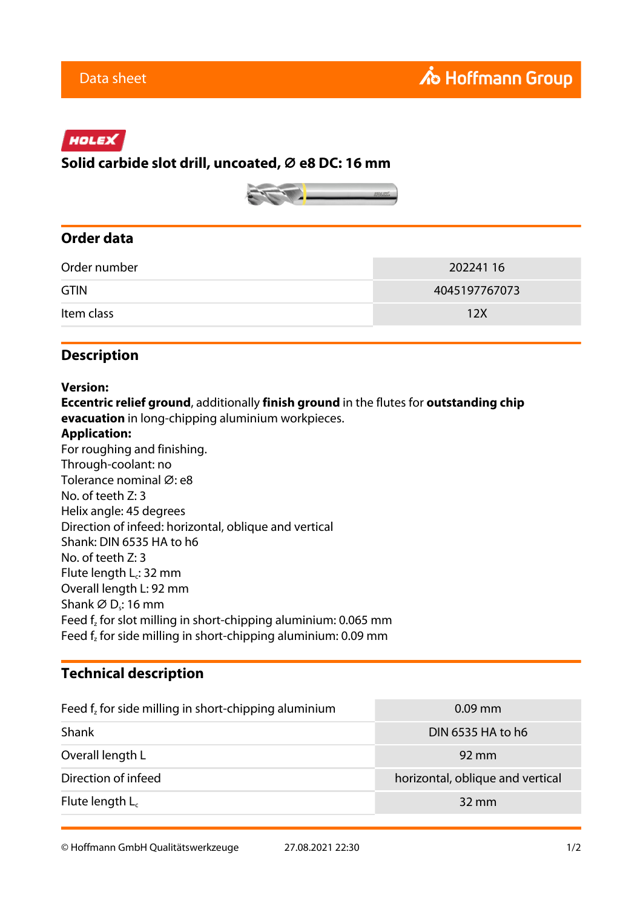Data sheet

HOLEX

# Solid carbide slot drill, uncoated, Ø e8 DC: 16 mm

## Order data

| | |
|---|---|
| Order number | 202241 16 |
| GTIN | 4045197767073 |
| Item class | 12X |

## Description

**Version:**
**Eccentric relief ground**, additionally **finish ground** in the flutes for **outstanding chip evacuation** in long-chipping aluminium workpieces.
**Application:**
For roughing and finishing.
Through-coolant: no
Tolerance nominal Ø: e8
No. of teeth Z: 3
Helix angle: 45 degrees
Direction of infeed: horizontal, oblique and vertical
Shank: DIN 6535 HA to h6
No. of teeth Z: 3
Flute length $L_c$: 32 mm
Overall length L: 92 mm
Shank Ø $D_s$: 16 mm
Feed $f_z$ for slot milling in short-chipping aluminium: 0.065 mm
Feed $f_z$ for side milling in short-chipping aluminium: 0.09 mm

## Technical description

| | |
|---|---|
| Feed $f_z$ for side milling in short-chipping aluminium | 0.09 mm |
| Shank | DIN 6535 HA to h6 |
| Overall length L | 92 mm |
| Direction of infeed | horizontal, oblique and vertical |
| Flute length $L_c$ | 32 mm |

© Hoffmann GmbH Qualitätswerkzeuge 27.08.2021 22:30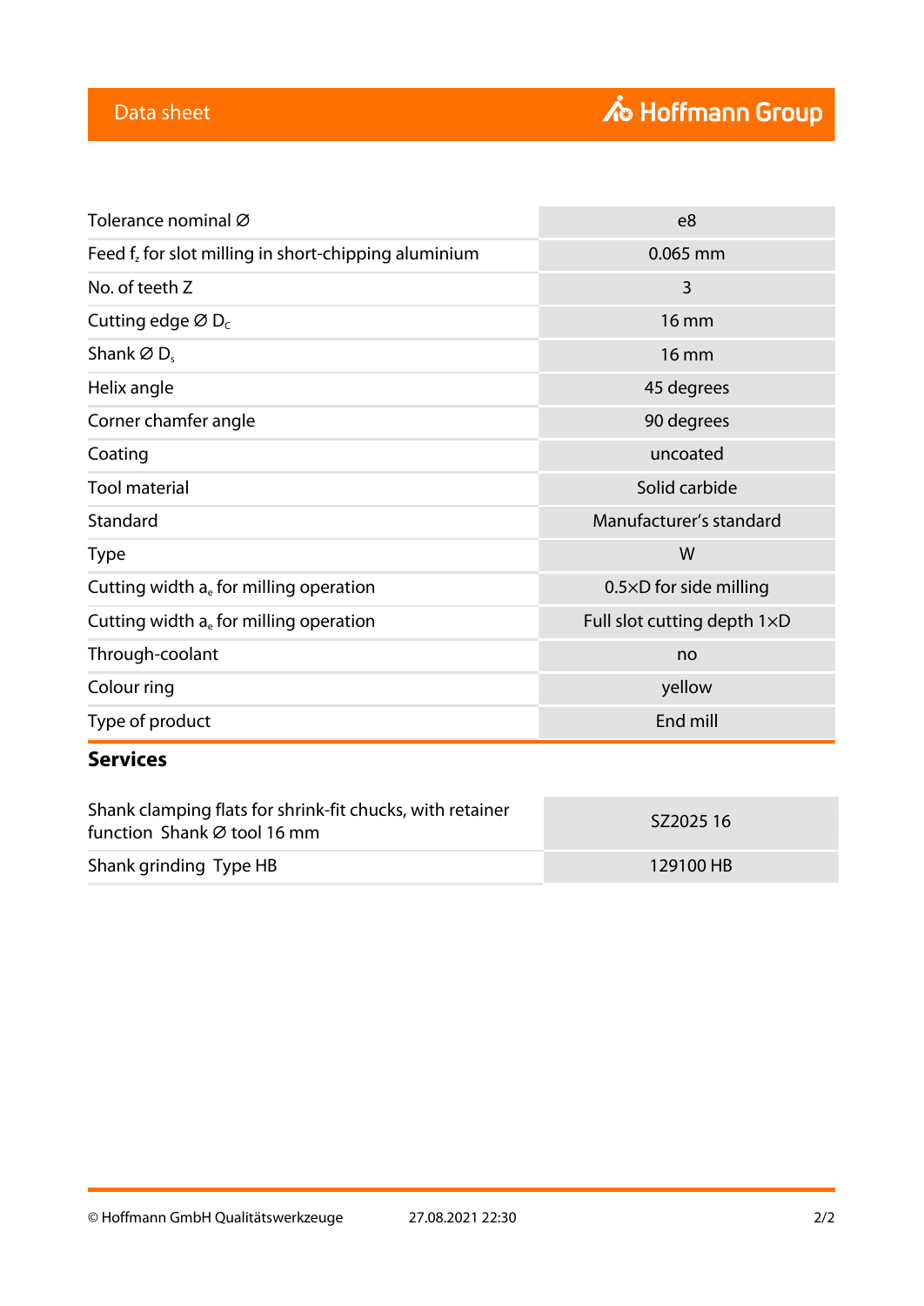| | |
|---|---|
| Tolerance nominal ∅ | e8 |
| Feed $f_z$ for slot milling in short-chipping aluminium | 0.065 mm |
| No. of teeth Z | 3 |
| Cutting edge ∅ $D_c$ | 16 mm |
| Shank ∅ $D_s$ | 16 mm |
| Helix angle | 45 degrees |
| Corner chamfer angle | 90 degrees |
| Coating | uncoated |
| Tool material | Solid carbide |
| Standard | Manufacturer's standard |
| Type | W |
| Cutting width $a_e$ for milling operation | 0.5×D for side milling |
| Cutting width $a_e$ for milling operation | Full slot cutting depth 1×D |
| Through-coolant | no |
| Colour ring | yellow |
| Type of product | End mill |

## Services

| | |
|---|---|
| Shank clamping flats for shrink-fit chucks, with retainer function Shank ∅ tool 16 mm | SZ2025 16 |
| Shank grinding Type HB | 129100 HB |